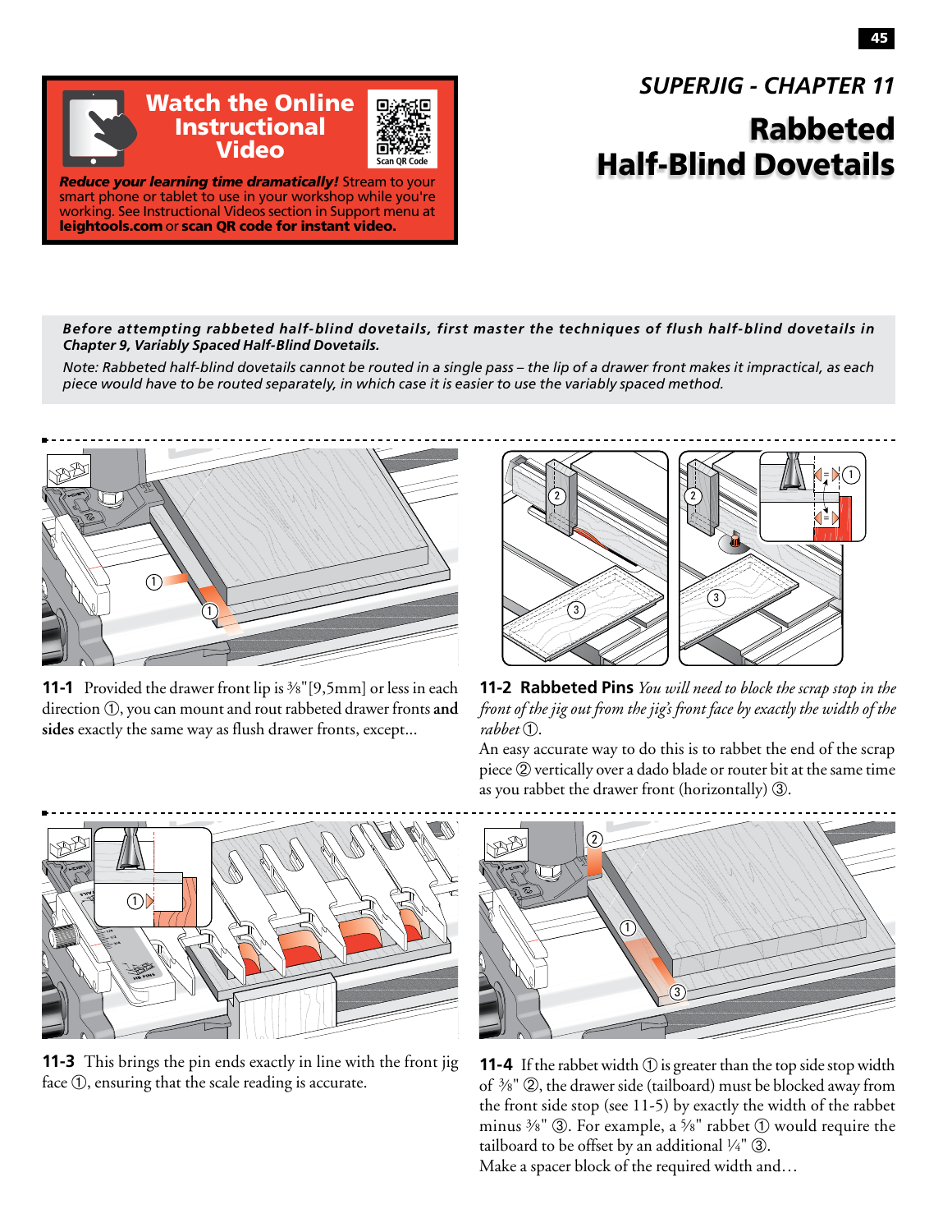## Watch the Online Instructional Video

Scan QR Code

***Reduce your learning time dramatically!*** Stream to your smart phone or tablet to use in your workshop while you're working. See Instructional Videos section in Support menu at **leightools.com** or **scan QR code for instant video.**

*SUPERJIG - CHAPTER 11*

# Rabbeted Half-Blind Dovetails

***Before attempting rabbeted half-blind dovetails, first master the techniques of flush half-blind dovetails in Chapter 9, Variably Spaced Half-Blind Dovetails.***

*Note: Rabbeted half-blind dovetails cannot be routed in a single pass – the lip of a drawer front makes it impractical, as each piece would have to be routed separately, in which case it is easier to use the variably spaced method.*

**11-1** Provided the drawer front lip is ⅜"[9,5mm] or less in each direction ①, you can mount and rout rabbeted drawer fronts **and sides** exactly the same way as flush drawer fronts, except...

**11-2 Rabbeted Pins** *You will need to block the scrap stop in the front of the jig out from the jig's front face by exactly the width of the rabbet* ①.

An easy accurate way to do this is to rabbet the end of the scrap piece ② vertically over a dado blade or router bit at the same time as you rabbet the drawer front (horizontally) ③.

**11-3** This brings the pin ends exactly in line with the front jig face ①, ensuring that the scale reading is accurate.

**11-4** If the rabbet width ① is greater than the top side stop width of ⅜" ②, the drawer side (tailboard) must be blocked away from the front side stop (see 11-5) by exactly the width of the rabbet minus ⅜" ③. For example, a ⅝" rabbet ① would require the tailboard to be offset by an additional ¼" ③.

Make a spacer block of the required width and…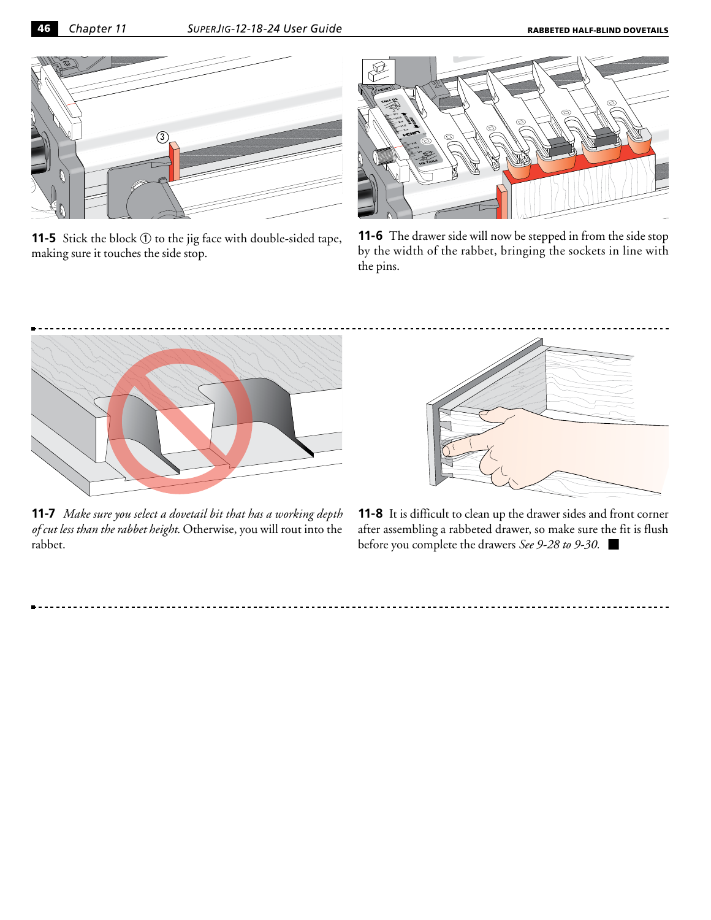**11-5** Stick the block ③ to the jig face with double-sided tape, making sure it touches the side stop.

**11-6** The drawer side will now be stepped in from the side stop by the width of the rabbet, bringing the sockets in line with the pins.

**11-7** *Make sure you select a dovetail bit that has a working depth of cut less than the rabbet height.* Otherwise, you will rout into the rabbet.

**11-8** It is difficult to clean up the drawer sides and front corner after assembling a rabbeted drawer, so make sure the fit is flush before you complete the drawers *See 9-28 to 9-30.* ■